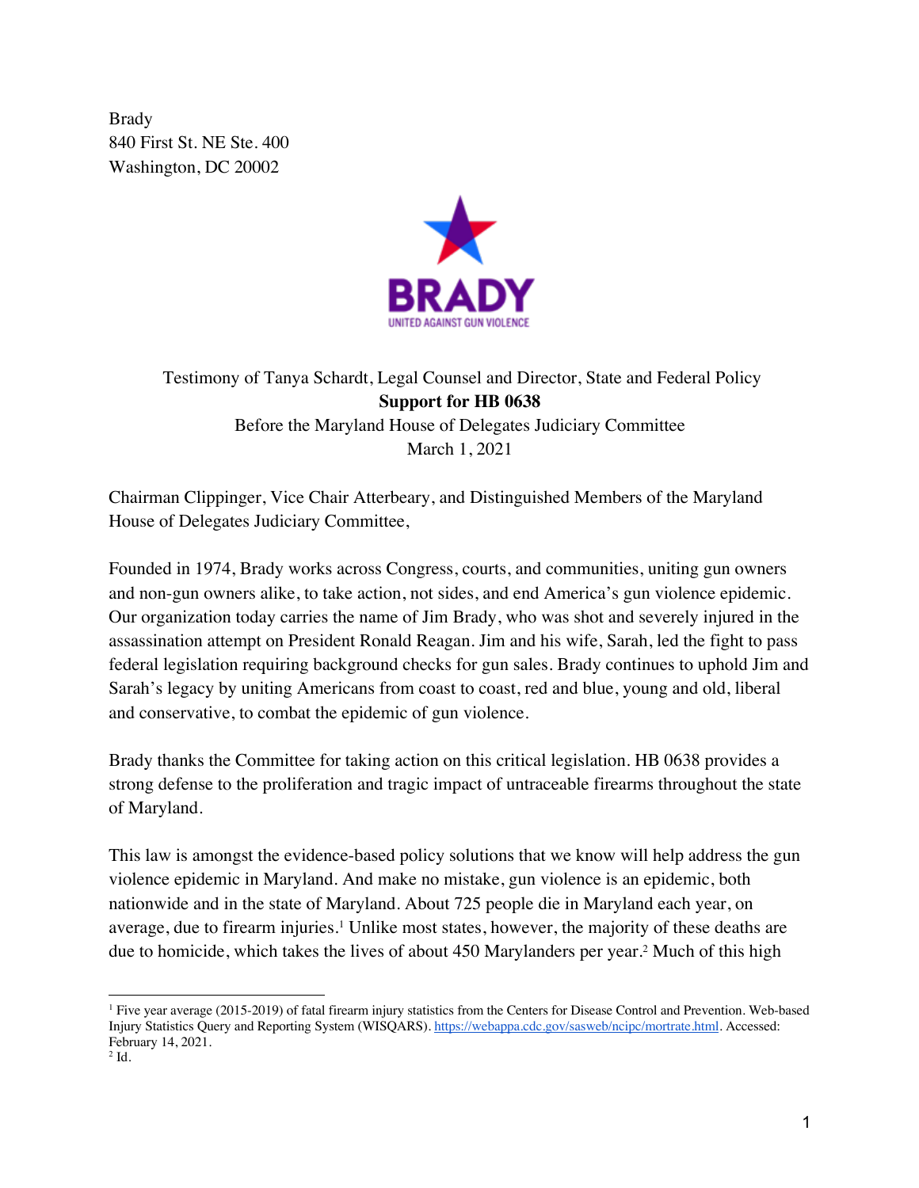Brady
840 First St. NE Ste. 400
Washington, DC 20002

BRADY
UNITED AGAINST GUN VIOLENCE

Testimony of Tanya Schardt, Legal Counsel and Director, State and Federal Policy
**Support for HB 0638**
Before the Maryland House of Delegates Judiciary Committee
March 1, 2021

Chairman Clippinger, Vice Chair Atterbeary, and Distinguished Members of the Maryland House of Delegates Judiciary Committee,

Founded in 1974, Brady works across Congress, courts, and communities, uniting gun owners and non-gun owners alike, to take action, not sides, and end America's gun violence epidemic. Our organization today carries the name of Jim Brady, who was shot and severely injured in the assassination attempt on President Ronald Reagan. Jim and his wife, Sarah, led the fight to pass federal legislation requiring background checks for gun sales. Brady continues to uphold Jim and Sarah's legacy by uniting Americans from coast to coast, red and blue, young and old, liberal and conservative, to combat the epidemic of gun violence.

Brady thanks the Committee for taking action on this critical legislation. HB 0638 provides a strong defense to the proliferation and tragic impact of untraceable firearms throughout the state of Maryland.

This law is amongst the evidence-based policy solutions that we know will help address the gun violence epidemic in Maryland. And make no mistake, gun violence is an epidemic, both nationwide and in the state of Maryland. About 725 people die in Maryland each year, on average, due to firearm injuries.[1] Unlike most states, however, the majority of these deaths are due to homicide, which takes the lives of about 450 Marylanders per year.[2] Much of this high

---

[1] Five year average (2015-2019) of fatal firearm injury statistics from the Centers for Disease Control and Prevention. Web-based Injury Statistics Query and Reporting System (WISQARS). https://webappa.cdc.gov/sasweb/ncipc/mortrate.html. Accessed: February 14, 2021.

[2] Id.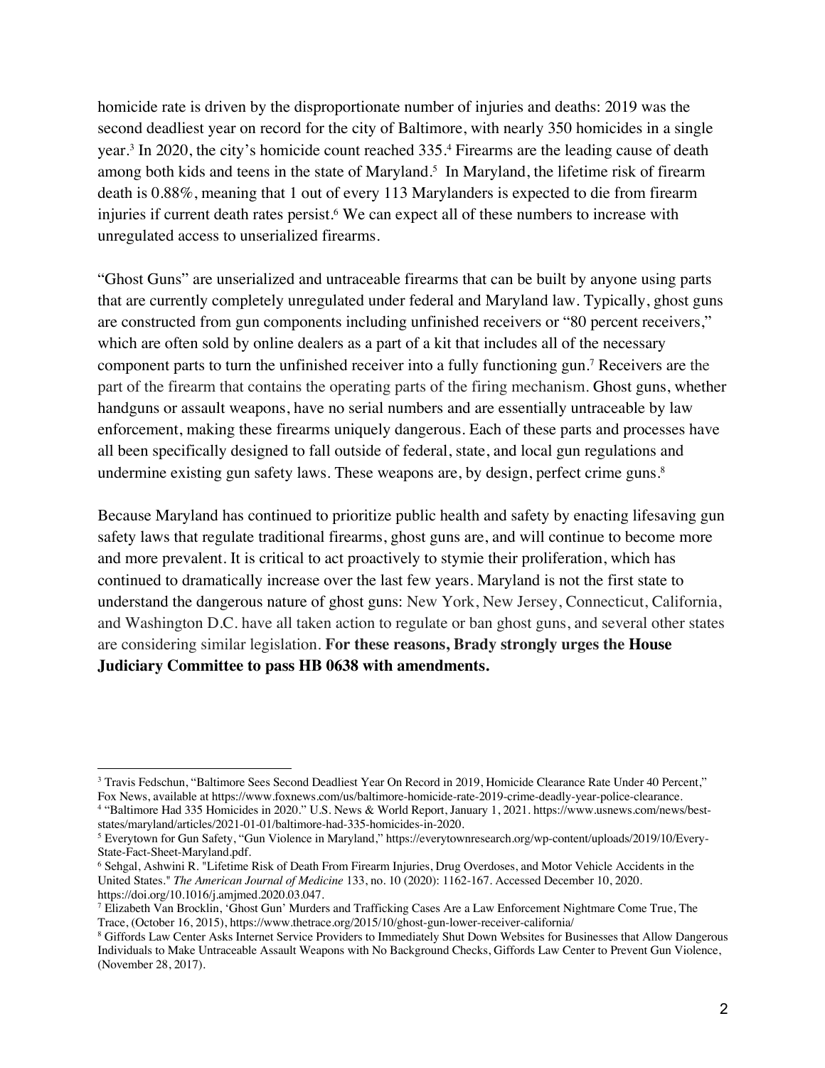homicide rate is driven by the disproportionate number of injuries and deaths: 2019 was the second deadliest year on record for the city of Baltimore, with nearly 350 homicides in a single year.[3] In 2020, the city's homicide count reached 335.[4] Firearms are the leading cause of death among both kids and teens in the state of Maryland.[5] In Maryland, the lifetime risk of firearm death is 0.88%, meaning that 1 out of every 113 Marylanders is expected to die from firearm injuries if current death rates persist.[6] We can expect all of these numbers to increase with unregulated access to unserialized firearms.

"Ghost Guns" are unserialized and untraceable firearms that can be built by anyone using parts that are currently completely unregulated under federal and Maryland law. Typically, ghost guns are constructed from gun components including unfinished receivers or "80 percent receivers," which are often sold by online dealers as a part of a kit that includes all of the necessary component parts to turn the unfinished receiver into a fully functioning gun.[7] Receivers are the part of the firearm that contains the operating parts of the firing mechanism. Ghost guns, whether handguns or assault weapons, have no serial numbers and are essentially untraceable by law enforcement, making these firearms uniquely dangerous. Each of these parts and processes have all been specifically designed to fall outside of federal, state, and local gun regulations and undermine existing gun safety laws. These weapons are, by design, perfect crime guns.[8]

Because Maryland has continued to prioritize public health and safety by enacting lifesaving gun safety laws that regulate traditional firearms, ghost guns are, and will continue to become more and more prevalent. It is critical to act proactively to stymie their proliferation, which has continued to dramatically increase over the last few years. Maryland is not the first state to understand the dangerous nature of ghost guns: New York, New Jersey, Connecticut, California, and Washington D.C. have all taken action to regulate or ban ghost guns, and several other states are considering similar legislation. **For these reasons, Brady strongly urges the House Judiciary Committee to pass HB 0638 with amendments.**

---

[3] Travis Fedschun, "Baltimore Sees Second Deadliest Year On Record in 2019, Homicide Clearance Rate Under 40 Percent," Fox News, available at https://www.foxnews.com/us/baltimore-homicide-rate-2019-crime-deadly-year-police-clearance.

[4] "Baltimore Had 335 Homicides in 2020." U.S. News & World Report, January 1, 2021. https://www.usnews.com/news/best-states/maryland/articles/2021-01-01/baltimore-had-335-homicides-in-2020.

[5] Everytown for Gun Safety, "Gun Violence in Maryland," https://everytownresearch.org/wp-content/uploads/2019/10/Every-State-Fact-Sheet-Maryland.pdf.

[6] Sehgal, Ashwini R. "Lifetime Risk of Death From Firearm Injuries, Drug Overdoses, and Motor Vehicle Accidents in the United States." *The American Journal of Medicine* 133, no. 10 (2020): 1162-167. Accessed December 10, 2020. https://doi.org/10.1016/j.amjmed.2020.03.047.

[7] Elizabeth Van Brocklin, 'Ghost Gun' Murders and Trafficking Cases Are a Law Enforcement Nightmare Come True, The Trace, (October 16, 2015), https://www.thetrace.org/2015/10/ghost-gun-lower-receiver-california/

[8] Giffords Law Center Asks Internet Service Providers to Immediately Shut Down Websites for Businesses that Allow Dangerous Individuals to Make Untraceable Assault Weapons with No Background Checks, Giffords Law Center to Prevent Gun Violence, (November 28, 2017).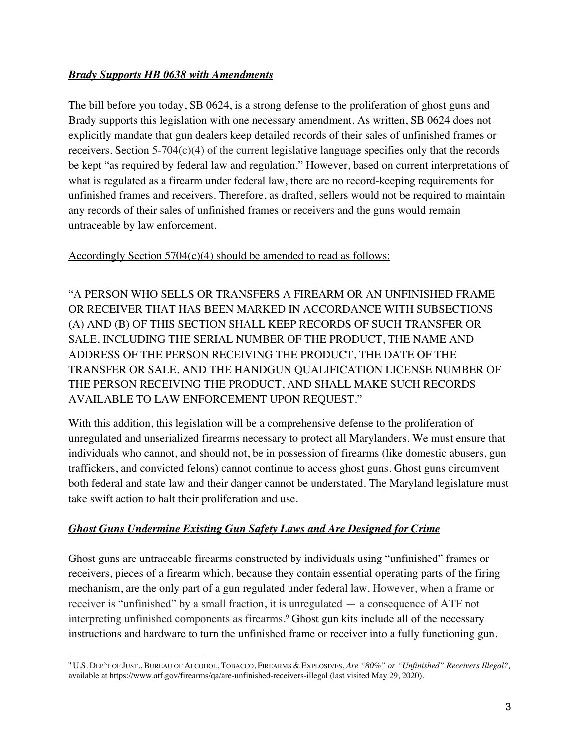***<u>Brady Supports HB 0638 with Amendments</u>***

The bill before you today, SB 0624, is a strong defense to the proliferation of ghost guns and Brady supports this legislation with one necessary amendment. As written, SB 0624 does not explicitly mandate that gun dealers keep detailed records of their sales of unfinished frames or receivers. Section 5-704(c)(4) of the current legislative language specifies only that the records be kept "as required by federal law and regulation." However, based on current interpretations of what is regulated as a firearm under federal law, there are no record-keeping requirements for unfinished frames and receivers. Therefore, as drafted, sellers would not be required to maintain any records of their sales of unfinished frames or receivers and the guns would remain untraceable by law enforcement.

<u>Accordingly Section 5704(c)(4) should be amended to read as follows:</u>

"A PERSON WHO SELLS OR TRANSFERS A FIREARM OR AN UNFINISHED FRAME OR RECEIVER THAT HAS BEEN MARKED IN ACCORDANCE WITH SUBSECTIONS (A) AND (B) OF THIS SECTION SHALL KEEP RECORDS OF SUCH TRANSFER OR SALE, INCLUDING THE SERIAL NUMBER OF THE PRODUCT, THE NAME AND ADDRESS OF THE PERSON RECEIVING THE PRODUCT, THE DATE OF THE TRANSFER OR SALE, AND THE HANDGUN QUALIFICATION LICENSE NUMBER OF THE PERSON RECEIVING THE PRODUCT, AND SHALL MAKE SUCH RECORDS AVAILABLE TO LAW ENFORCEMENT UPON REQUEST."

With this addition, this legislation will be a comprehensive defense to the proliferation of unregulated and unserialized firearms necessary to protect all Marylanders. We must ensure that individuals who cannot, and should not, be in possession of firearms (like domestic abusers, gun traffickers, and convicted felons) cannot continue to access ghost guns. Ghost guns circumvent both federal and state law and their danger cannot be understated. The Maryland legislature must take swift action to halt their proliferation and use.

***<u>Ghost Guns Undermine Existing Gun Safety Laws and Are Designed for Crime</u>***

Ghost guns are untraceable firearms constructed by individuals using "unfinished" frames or receivers, pieces of a firearm which, because they contain essential operating parts of the firing mechanism, are the only part of a gun regulated under federal law. However, when a frame or receiver is "unfinished" by a small fraction, it is unregulated — a consequence of ATF not interpreting unfinished components as firearms.[9] Ghost gun kits include all of the necessary instructions and hardware to turn the unfinished frame or receiver into a fully functioning gun.

---

[9] U.S. DEP'T OF JUST., BUREAU OF ALCOHOL, TOBACCO, FIREARMS & EXPLOSIVES, *Are "80%" or "Unfinished" Receivers Illegal?*, available at https://www.atf.gov/firearms/qa/are-unfinished-receivers-illegal (last visited May 29, 2020).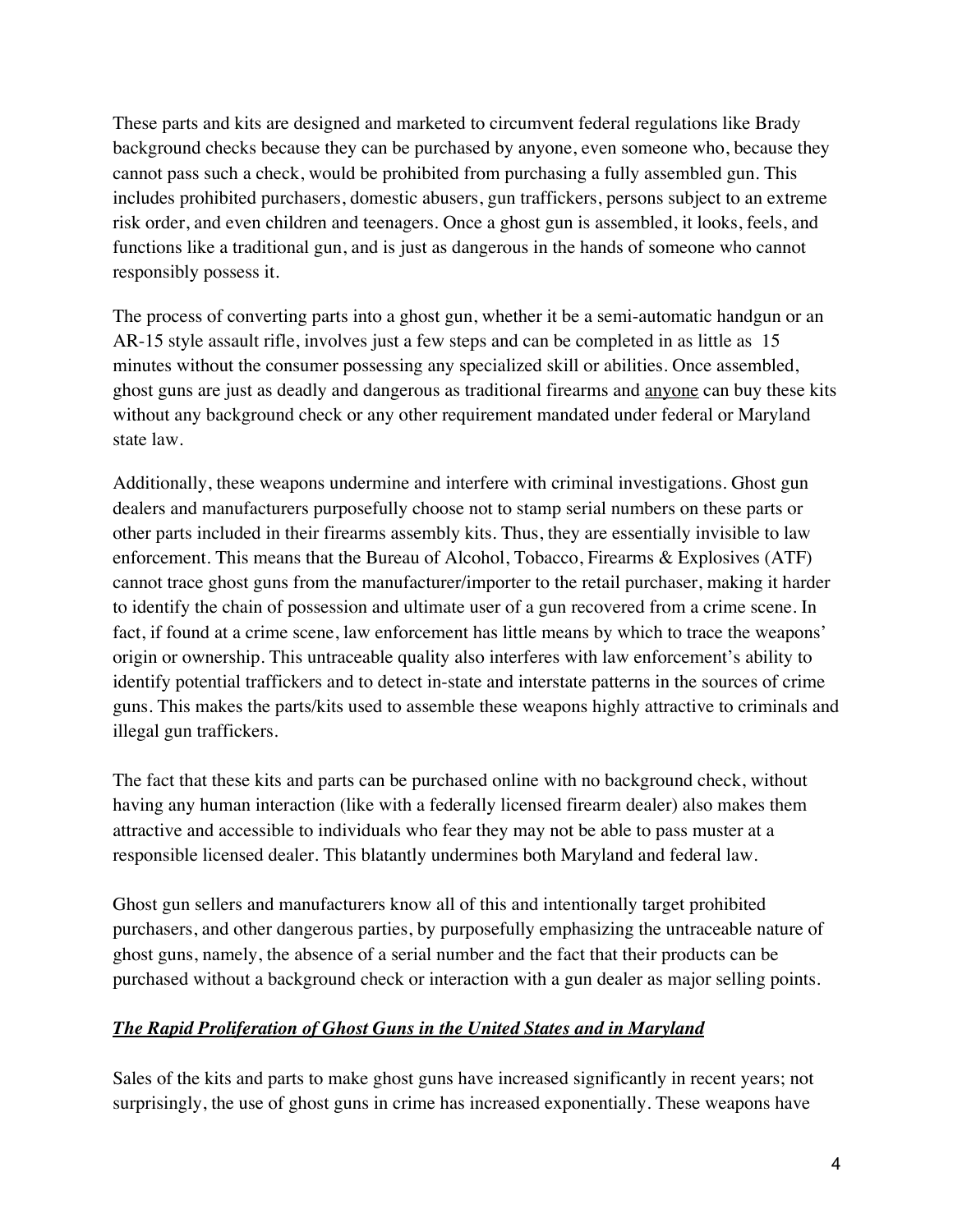These parts and kits are designed and marketed to circumvent federal regulations like Brady background checks because they can be purchased by anyone, even someone who, because they cannot pass such a check, would be prohibited from purchasing a fully assembled gun. This includes prohibited purchasers, domestic abusers, gun traffickers, persons subject to an extreme risk order, and even children and teenagers. Once a ghost gun is assembled, it looks, feels, and functions like a traditional gun, and is just as dangerous in the hands of someone who cannot responsibly possess it.

The process of converting parts into a ghost gun, whether it be a semi-automatic handgun or an AR-15 style assault rifle, involves just a few steps and can be completed in as little as 15 minutes without the consumer possessing any specialized skill or abilities. Once assembled, ghost guns are just as deadly and dangerous as traditional firearms and <u>anyone</u> can buy these kits without any background check or any other requirement mandated under federal or Maryland state law.

Additionally, these weapons undermine and interfere with criminal investigations. Ghost gun dealers and manufacturers purposefully choose not to stamp serial numbers on these parts or other parts included in their firearms assembly kits. Thus, they are essentially invisible to law enforcement. This means that the Bureau of Alcohol, Tobacco, Firearms & Explosives (ATF) cannot trace ghost guns from the manufacturer/importer to the retail purchaser, making it harder to identify the chain of possession and ultimate user of a gun recovered from a crime scene. In fact, if found at a crime scene, law enforcement has little means by which to trace the weapons' origin or ownership. This untraceable quality also interferes with law enforcement's ability to identify potential traffickers and to detect in-state and interstate patterns in the sources of crime guns. This makes the parts/kits used to assemble these weapons highly attractive to criminals and illegal gun traffickers.

The fact that these kits and parts can be purchased online with no background check, without having any human interaction (like with a federally licensed firearm dealer) also makes them attractive and accessible to individuals who fear they may not be able to pass muster at a responsible licensed dealer. This blatantly undermines both Maryland and federal law.

Ghost gun sellers and manufacturers know all of this and intentionally target prohibited purchasers, and other dangerous parties, by purposefully emphasizing the untraceable nature of ghost guns, namely, the absence of a serial number and the fact that their products can be purchased without a background check or interaction with a gun dealer as major selling points.

***<u>The Rapid Proliferation of Ghost Guns in the United States and in Maryland</u>***

Sales of the kits and parts to make ghost guns have increased significantly in recent years; not surprisingly, the use of ghost guns in crime has increased exponentially. These weapons have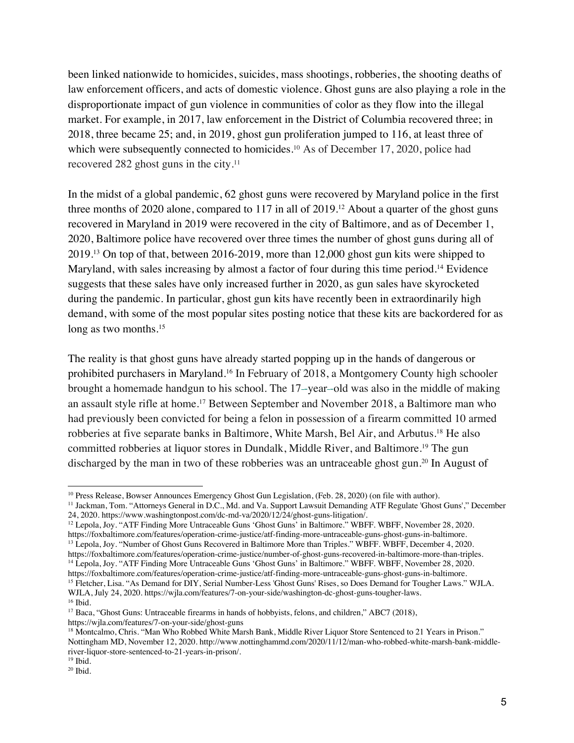been linked nationwide to homicides, suicides, mass shootings, robberies, the shooting deaths of law enforcement officers, and acts of domestic violence. Ghost guns are also playing a role in the disproportionate impact of gun violence in communities of color as they flow into the illegal market. For example, in 2017, law enforcement in the District of Columbia recovered three; in 2018, three became 25; and, in 2019, ghost gun proliferation jumped to 116, at least three of which were subsequently connected to homicides.[10] As of December 17, 2020, police had recovered 282 ghost guns in the city.[11]

In the midst of a global pandemic, 62 ghost guns were recovered by Maryland police in the first three months of 2020 alone, compared to 117 in all of 2019.[12] About a quarter of the ghost guns recovered in Maryland in 2019 were recovered in the city of Baltimore, and as of December 1, 2020, Baltimore police have recovered over three times the number of ghost guns during all of 2019.[13] On top of that, between 2016-2019, more than 12,000 ghost gun kits were shipped to Maryland, with sales increasing by almost a factor of four during this time period.[14] Evidence suggests that these sales have only increased further in 2020, as gun sales have skyrocketed during the pandemic. In particular, ghost gun kits have recently been in extraordinarily high demand, with some of the most popular sites posting notice that these kits are backordered for as long as two months.[15]

The reality is that ghost guns have already started popping up in the hands of dangerous or prohibited purchasers in Maryland.[16] In February of 2018, a Montgomery County high schooler brought a homemade handgun to his school. The 17-year-old was also in the middle of making an assault style rifle at home.[17] Between September and November 2018, a Baltimore man who had previously been convicted for being a felon in possession of a firearm committed 10 armed robberies at five separate banks in Baltimore, White Marsh, Bel Air, and Arbutus.[18] He also committed robberies at liquor stores in Dundalk, Middle River, and Baltimore.[19] The gun discharged by the man in two of these robberies was an untraceable ghost gun.[20] In August of

---

[10] Press Release, Bowser Announces Emergency Ghost Gun Legislation, (Feb. 28, 2020) (on file with author).

[11] Jackman, Tom. "Attorneys General in D.C., Md. and Va. Support Lawsuit Demanding ATF Regulate 'Ghost Guns'," December 24, 2020. https://www.washingtonpost.com/dc-md-va/2020/12/24/ghost-guns-litigation/.

[12] Lepola, Joy. "ATF Finding More Untraceable Guns 'Ghost Guns' in Baltimore." WBFF. WBFF, November 28, 2020. https://foxbaltimore.com/features/operation-crime-justice/atf-finding-more-untraceable-guns-ghost-guns-in-baltimore.

[13] Lepola, Joy. "Number of Ghost Guns Recovered in Baltimore More than Triples." WBFF. WBFF, December 4, 2020. https://foxbaltimore.com/features/operation-crime-justice/number-of-ghost-guns-recovered-in-baltimore-more-than-triples.

[14] Lepola, Joy. "ATF Finding More Untraceable Guns 'Ghost Guns' in Baltimore." WBFF. WBFF, November 28, 2020. https://foxbaltimore.com/features/operation-crime-justice/atf-finding-more-untraceable-guns-ghost-guns-in-baltimore.

[15] Fletcher, Lisa. "As Demand for DIY, Serial Number-Less 'Ghost Guns' Rises, so Does Demand for Tougher Laws." WJLA. WJLA, July 24, 2020. https://wjla.com/features/7-on-your-side/washington-dc-ghost-guns-tougher-laws.

[16] Ibid.

[17] Baca, "Ghost Guns: Untraceable firearms in hands of hobbyists, felons, and children," ABC7 (2018), https://wjla.com/features/7-on-your-side/ghost-guns

[18] Montcalmo, Chris. "Man Who Robbed White Marsh Bank, Middle River Liquor Store Sentenced to 21 Years in Prison." Nottingham MD, November 12, 2020. http://www.nottinghammd.com/2020/11/12/man-who-robbed-white-marsh-bank-middle-river-liquor-store-sentenced-to-21-years-in-prison/.

[19] Ibid.

[20] Ibid.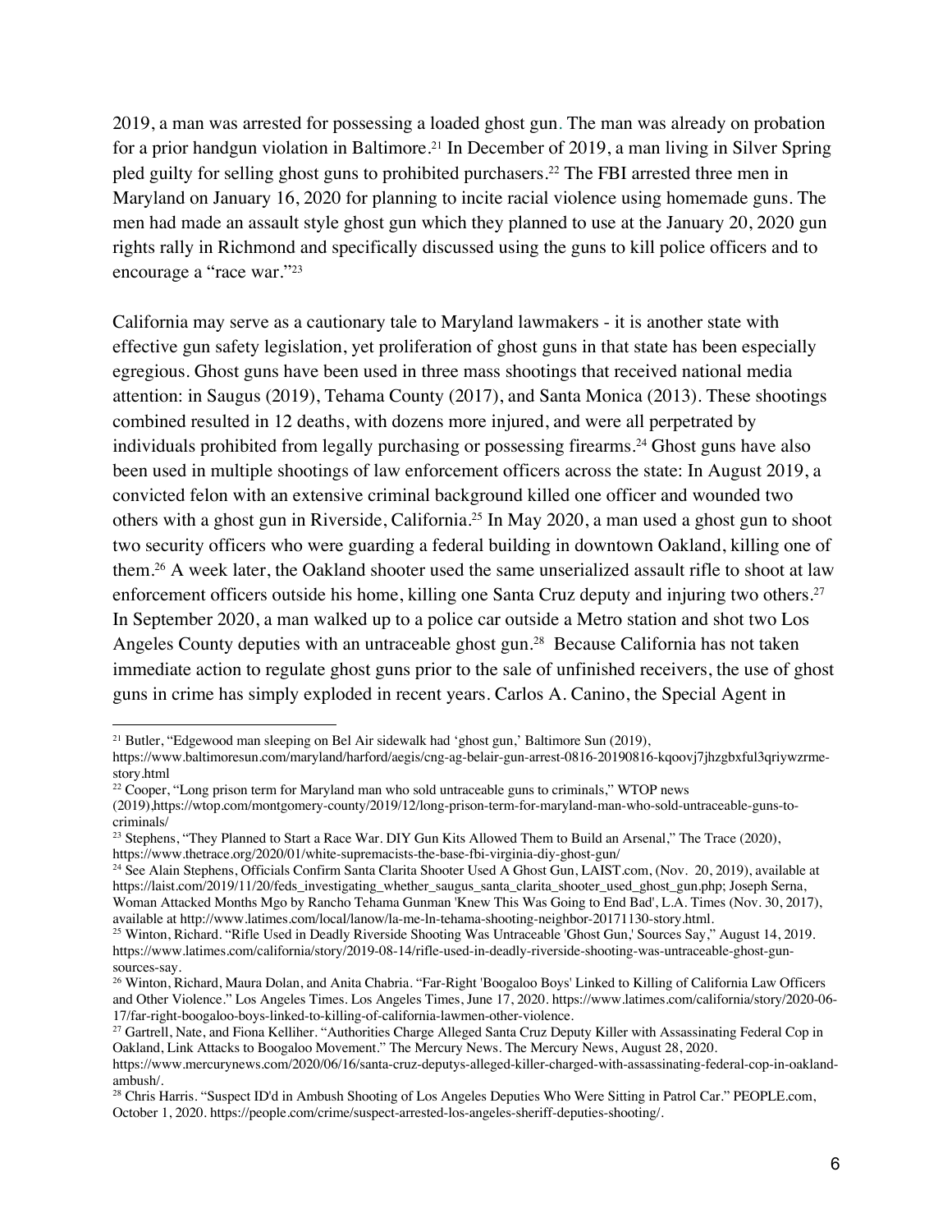2019, a man was arrested for possessing a loaded ghost gun. The man was already on probation for a prior handgun violation in Baltimore.[21] In December of 2019, a man living in Silver Spring pled guilty for selling ghost guns to prohibited purchasers.[22] The FBI arrested three men in Maryland on January 16, 2020 for planning to incite racial violence using homemade guns. The men had made an assault style ghost gun which they planned to use at the January 20, 2020 gun rights rally in Richmond and specifically discussed using the guns to kill police officers and to encourage a "race war."[23]

California may serve as a cautionary tale to Maryland lawmakers - it is another state with effective gun safety legislation, yet proliferation of ghost guns in that state has been especially egregious. Ghost guns have been used in three mass shootings that received national media attention: in Saugus (2019), Tehama County (2017), and Santa Monica (2013). These shootings combined resulted in 12 deaths, with dozens more injured, and were all perpetrated by individuals prohibited from legally purchasing or possessing firearms.[24] Ghost guns have also been used in multiple shootings of law enforcement officers across the state: In August 2019, a convicted felon with an extensive criminal background killed one officer and wounded two others with a ghost gun in Riverside, California.[25] In May 2020, a man used a ghost gun to shoot two security officers who were guarding a federal building in downtown Oakland, killing one of them.[26] A week later, the Oakland shooter used the same unserialized assault rifle to shoot at law enforcement officers outside his home, killing one Santa Cruz deputy and injuring two others.[27] In September 2020, a man walked up to a police car outside a Metro station and shot two Los Angeles County deputies with an untraceable ghost gun.[28] Because California has not taken immediate action to regulate ghost guns prior to the sale of unfinished receivers, the use of ghost guns in crime has simply exploded in recent years. Carlos A. Canino, the Special Agent in

---

[21] Butler, "Edgewood man sleeping on Bel Air sidewalk had 'ghost gun,' Baltimore Sun (2019), https://www.baltimoresun.com/maryland/harford/aegis/cng-ag-belair-gun-arrest-0816-20190816-kqoovj7jhzgbxful3qriywzrme-story.html

[22] Cooper, "Long prison term for Maryland man who sold untraceable guns to criminals," WTOP news (2019),https://wtop.com/montgomery-county/2019/12/long-prison-term-for-maryland-man-who-sold-untraceable-guns-to-criminals/

[23] Stephens, "They Planned to Start a Race War. DIY Gun Kits Allowed Them to Build an Arsenal," The Trace (2020), https://www.thetrace.org/2020/01/white-supremacists-the-base-fbi-virginia-diy-ghost-gun/

[24] See Alain Stephens, Officials Confirm Santa Clarita Shooter Used A Ghost Gun, LAIST.com, (Nov. 20, 2019), available at https://laist.com/2019/11/20/feds_investigating_whether_saugus_santa_clarita_shooter_used_ghost_gun.php; Joseph Serna, Woman Attacked Months Mgo by Rancho Tehama Gunman 'Knew This Was Going to End Bad', L.A. Times (Nov. 30, 2017), available at http://www.latimes.com/local/lanow/la-me-ln-tehama-shooting-neighbor-20171130-story.html.

[25] Winton, Richard. "Rifle Used in Deadly Riverside Shooting Was Untraceable 'Ghost Gun,' Sources Say," August 14, 2019. https://www.latimes.com/california/story/2019-08-14/rifle-used-in-deadly-riverside-shooting-was-untraceable-ghost-gun-sources-say.

[26] Winton, Richard, Maura Dolan, and Anita Chabria. "Far-Right 'Boogaloo Boys' Linked to Killing of California Law Officers and Other Violence." Los Angeles Times. Los Angeles Times, June 17, 2020. https://www.latimes.com/california/story/2020-06-17/far-right-boogaloo-boys-linked-to-killing-of-california-lawmen-other-violence.

[27] Gartrell, Nate, and Fiona Kelliher. "Authorities Charge Alleged Santa Cruz Deputy Killer with Assassinating Federal Cop in Oakland, Link Attacks to Boogaloo Movement." The Mercury News. The Mercury News, August 28, 2020. https://www.mercurynews.com/2020/06/16/santa-cruz-deputys-alleged-killer-charged-with-assassinating-federal-cop-in-oakland-ambush/.

[28] Chris Harris. "Suspect ID'd in Ambush Shooting of Los Angeles Deputies Who Were Sitting in Patrol Car." PEOPLE.com, October 1, 2020. https://people.com/crime/suspect-arrested-los-angeles-sheriff-deputies-shooting/.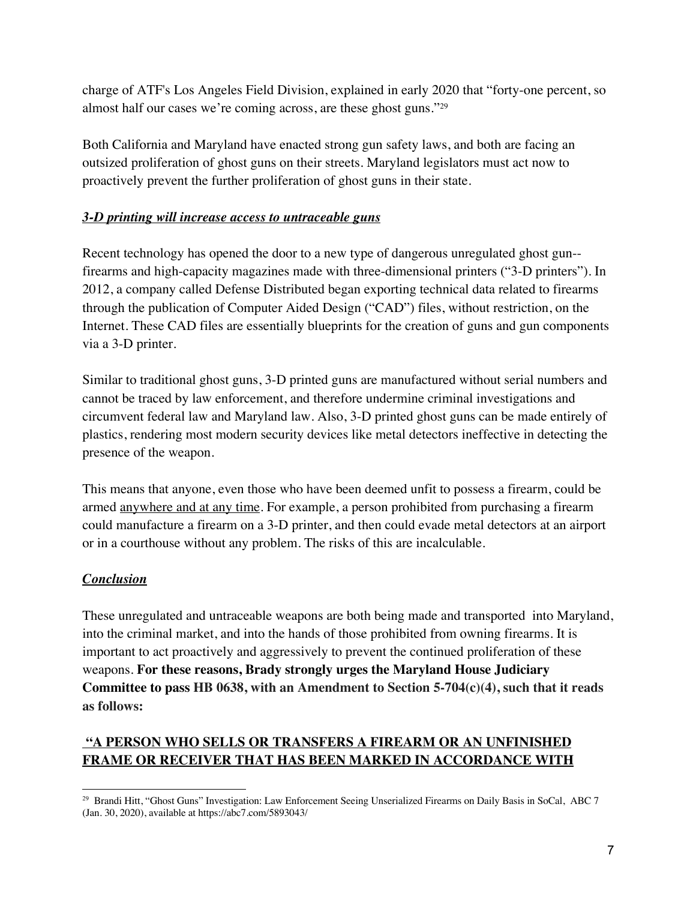charge of ATF's Los Angeles Field Division, explained in early 2020 that "forty-one percent, so almost half our cases we're coming across, are these ghost guns."[29]

Both California and Maryland have enacted strong gun safety laws, and both are facing an outsized proliferation of ghost guns on their streets. Maryland legislators must act now to proactively prevent the further proliferation of ghost guns in their state.

***3-D printing will increase access to untraceable guns***

Recent technology has opened the door to a new type of dangerous unregulated ghost gun--firearms and high-capacity magazines made with three-dimensional printers ("3-D printers"). In 2012, a company called Defense Distributed began exporting technical data related to firearms through the publication of Computer Aided Design ("CAD") files, without restriction, on the Internet. These CAD files are essentially blueprints for the creation of guns and gun components via a 3-D printer.

Similar to traditional ghost guns, 3-D printed guns are manufactured without serial numbers and cannot be traced by law enforcement, and therefore undermine criminal investigations and circumvent federal law and Maryland law. Also, 3-D printed ghost guns can be made entirely of plastics, rendering most modern security devices like metal detectors ineffective in detecting the presence of the weapon.

This means that anyone, even those who have been deemed unfit to possess a firearm, could be armed <u>anywhere and at any time</u>. For example, a person prohibited from purchasing a firearm could manufacture a firearm on a 3-D printer, and then could evade metal detectors at an airport or in a courthouse without any problem. The risks of this are incalculable.

***Conclusion***

These unregulated and untraceable weapons are both being made and transported into Maryland, into the criminal market, and into the hands of those prohibited from owning firearms. It is important to act proactively and aggressively to prevent the continued proliferation of these weapons. **For these reasons, Brady strongly urges the Maryland House Judiciary Committee to pass HB 0638, with an Amendment to Section 5-704(c)(4), such that it reads as follows:**

**<u>"A PERSON WHO SELLS OR TRANSFERS A FIREARM OR AN UNFINISHED FRAME OR RECEIVER THAT HAS BEEN MARKED IN ACCORDANCE WITH</u>**

---

[29] Brandi Hitt, "Ghost Guns" Investigation: Law Enforcement Seeing Unserialized Firearms on Daily Basis in SoCal, ABC 7 (Jan. 30, 2020), available at https://abc7.com/5893043/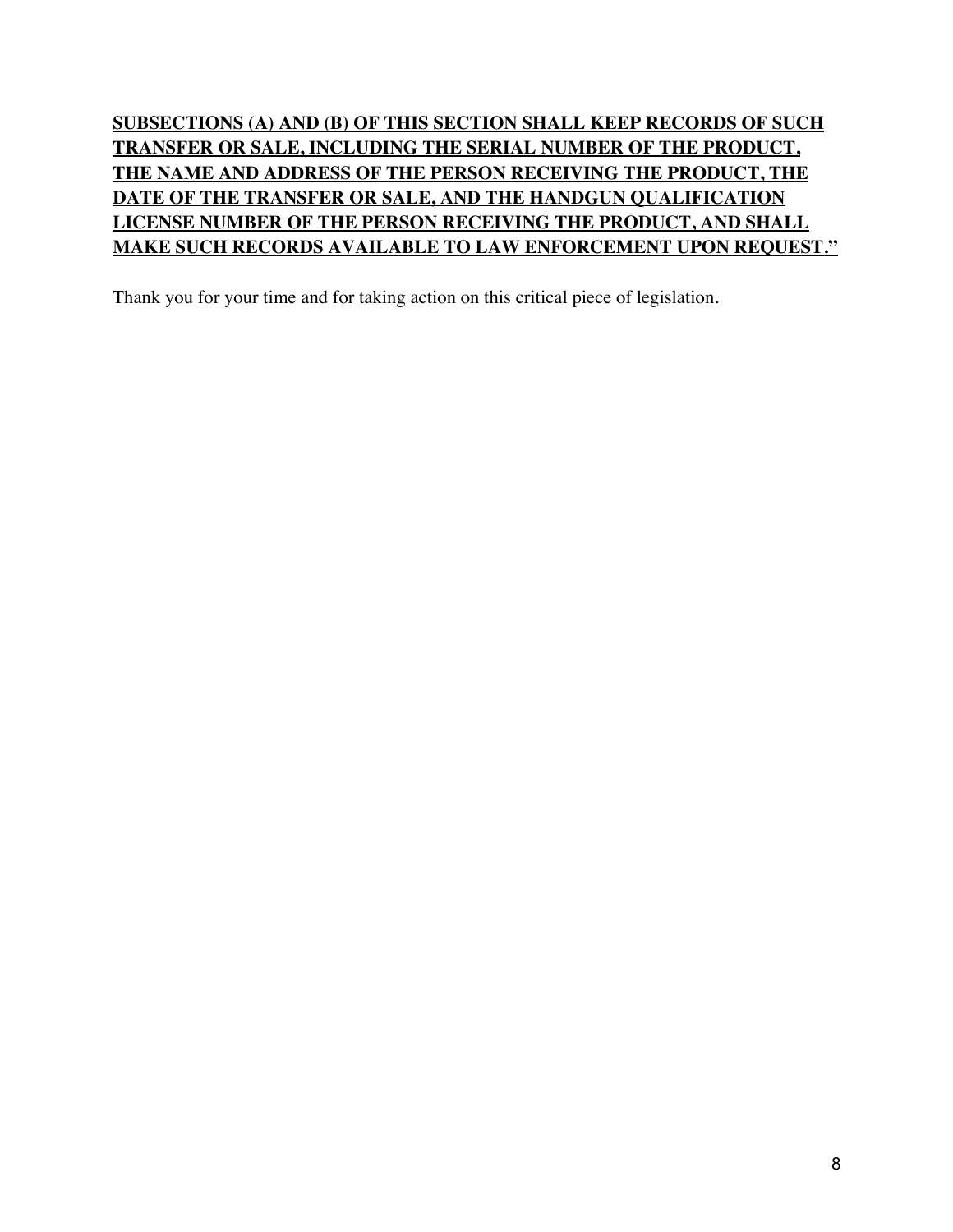**<u>SUBSECTIONS (A) AND (B) OF THIS SECTION SHALL KEEP RECORDS OF SUCH TRANSFER OR SALE, INCLUDING THE SERIAL NUMBER OF THE PRODUCT, THE NAME AND ADDRESS OF THE PERSON RECEIVING THE PRODUCT, THE DATE OF THE TRANSFER OR SALE, AND THE HANDGUN QUALIFICATION LICENSE NUMBER OF THE PERSON RECEIVING THE PRODUCT, AND SHALL MAKE SUCH RECORDS AVAILABLE TO LAW ENFORCEMENT UPON REQUEST."</u>**

Thank you for your time and for taking action on this critical piece of legislation.